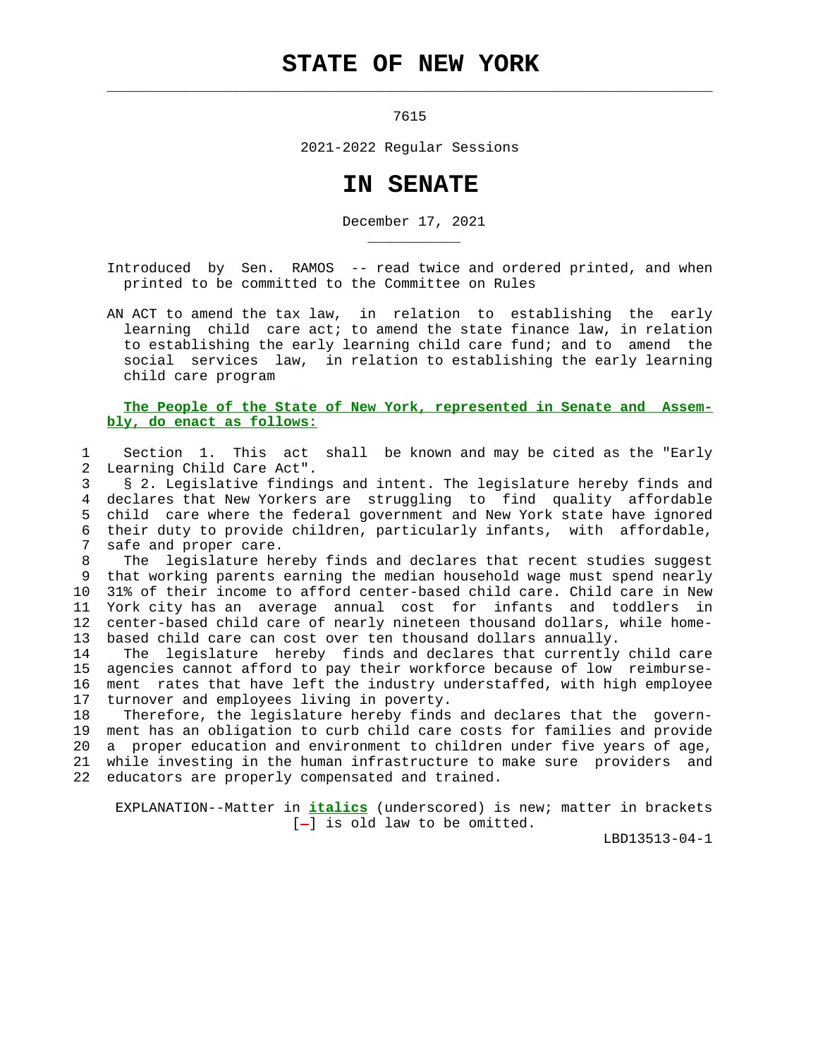# STATE OF NEW YORK

7615

2021-2022 Regular Sessions

# IN SENATE

December 17, 2021

Introduced by Sen. RAMOS -- read twice and ordered printed, and when printed to be committed to the Committee on Rules

AN ACT to amend the tax law, in relation to establishing the early learning child care act; to amend the state finance law, in relation to establishing the early learning child care fund; and to amend the social services law, in relation to establishing the early learning child care program

**The People of the State of New York, represented in Senate and Assembly, do enact as follows:**

Section 1. This act shall be known and may be cited as the "Early Learning Child Care Act".

§ 2. Legislative findings and intent. The legislature hereby finds and declares that New Yorkers are struggling to find quality affordable child care where the federal government and New York state have ignored their duty to provide children, particularly infants, with affordable, safe and proper care.

The legislature hereby finds and declares that recent studies suggest that working parents earning the median household wage must spend nearly 31% of their income to afford center-based child care. Child care in New York city has an average annual cost for infants and toddlers in center-based child care of nearly nineteen thousand dollars, while home-based child care can cost over ten thousand dollars annually.

The legislature hereby finds and declares that currently child care agencies cannot afford to pay their workforce because of low reimbursement rates that have left the industry understaffed, with high employee turnover and employees living in poverty.

Therefore, the legislature hereby finds and declares that the government has an obligation to curb child care costs for families and provide a proper education and environment to children under five years of age, while investing in the human infrastructure to make sure providers and educators are properly compensated and trained.

EXPLANATION--Matter in ***italics*** (underscored) is new; matter in brackets [-] is old law to be omitted.

LBD13513-04-1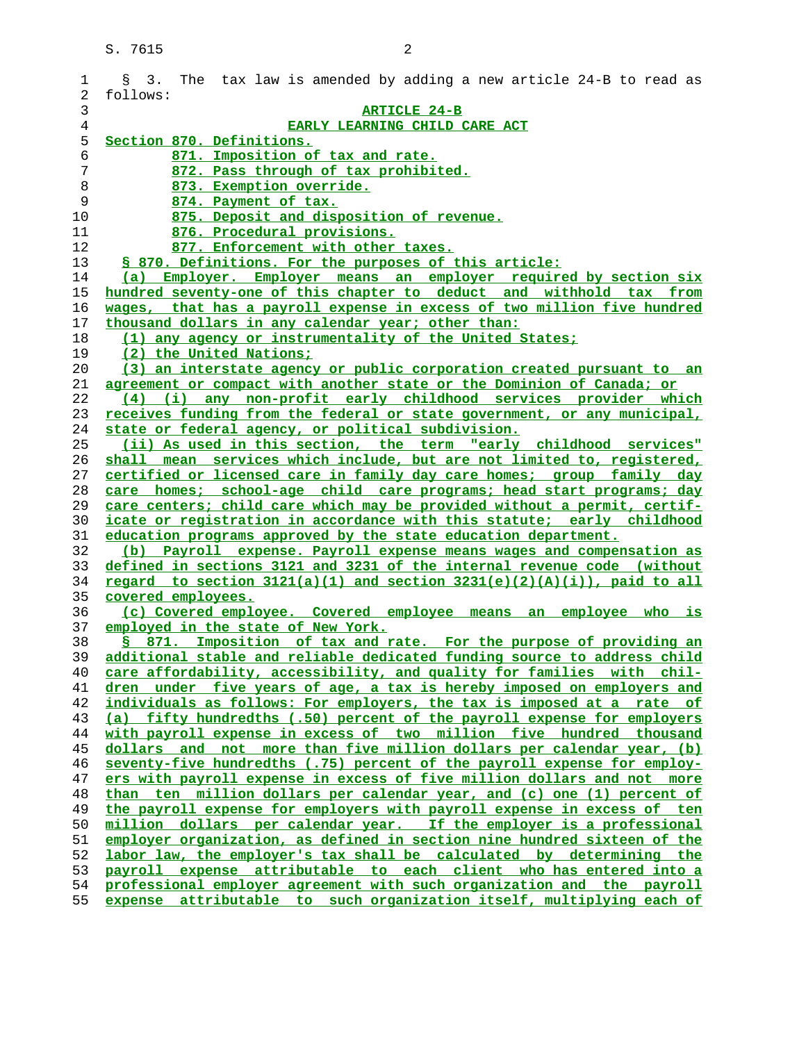§ 3. The tax law is amended by adding a new article 24-B to read as follows:

ARTICLE 24-B

EARLY LEARNING CHILD CARE ACT

Section 870. Definitions.

871. Imposition of tax and rate.

872. Pass through of tax prohibited.

873. Exemption override.

874. Payment of tax.

875. Deposit and disposition of revenue.

876. Procedural provisions.

877. Enforcement with other taxes.

§ 870. Definitions. For the purposes of this article:

(a) Employer. Employer means an employer required by section six hundred seventy-one of this chapter to deduct and withhold tax from wages, that has a payroll expense in excess of two million five hundred thousand dollars in any calendar year; other than:

(1) any agency or instrumentality of the United States;

(2) the United Nations;

(3) an interstate agency or public corporation created pursuant to an agreement or compact with another state or the Dominion of Canada; or

(4) (i) any non-profit early childhood services provider which receives funding from the federal or state government, or any municipal, state or federal agency, or political subdivision.

(ii) As used in this section, the term "early childhood services" shall mean services which include, but are not limited to, registered, certified or licensed care in family day care homes; group family day care homes; school-age child care programs; head start programs; day care centers; child care which may be provided without a permit, certificate or registration in accordance with this statute; early childhood education programs approved by the state education department.

(b) Payroll expense. Payroll expense means wages and compensation as defined in sections 3121 and 3231 of the internal revenue code (without regard to section 3121(a)(1) and section 3231(e)(2)(A)(i)), paid to all covered employees.

(c) Covered employee. Covered employee means an employee who is employed in the state of New York.

§ 871. Imposition of tax and rate. For the purpose of providing an additional stable and reliable dedicated funding source to address child care affordability, accessibility, and quality for families with children under five years of age, a tax is hereby imposed on employers and individuals as follows: For employers, the tax is imposed at a rate of (a) fifty hundredths (.50) percent of the payroll expense for employers with payroll expense in excess of two million five hundred thousand dollars and not more than five million dollars per calendar year, (b) seventy-five hundredths (.75) percent of the payroll expense for employers with payroll expense in excess of five million dollars and not more than ten million dollars per calendar year, and (c) one (1) percent of the payroll expense for employers with payroll expense in excess of ten million dollars per calendar year. If the employer is a professional employer organization, as defined in section nine hundred sixteen of the labor law, the employer's tax shall be calculated by determining the payroll expense attributable to each client who has entered into a professional employer agreement with such organization and the payroll expense attributable to such organization itself, multiplying each of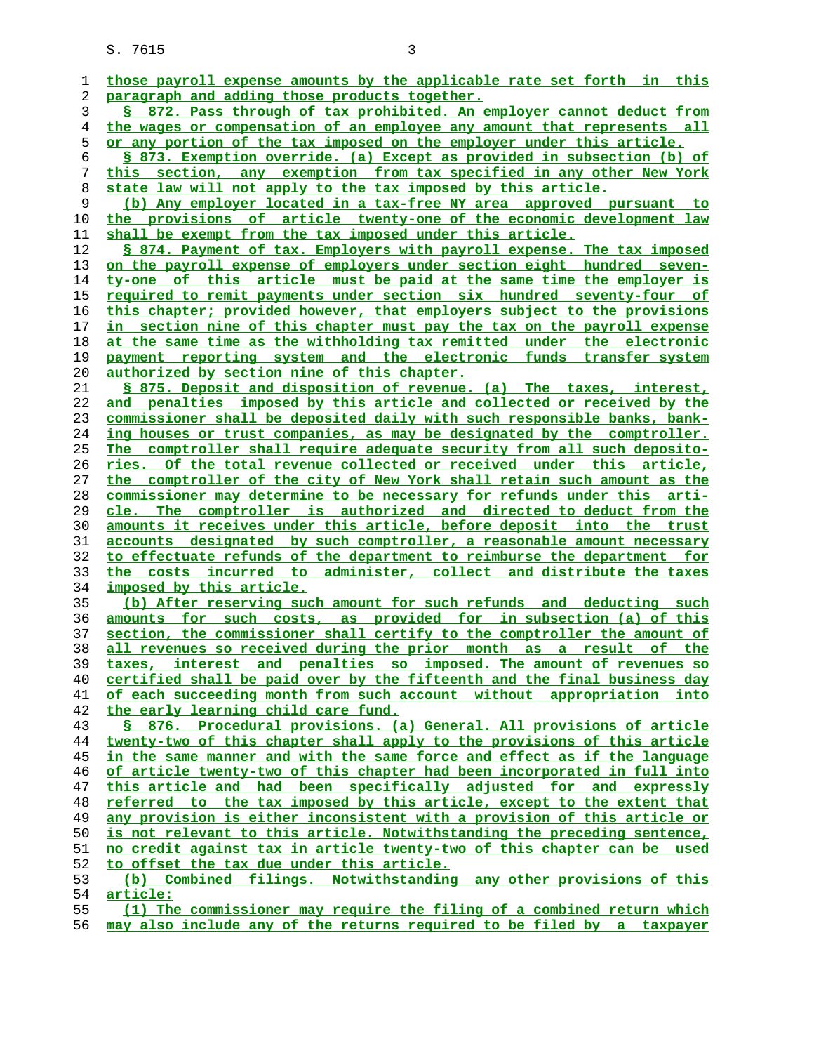those payroll expense amounts by the applicable rate set forth in this paragraph and adding those products together.

§ 872. Pass through of tax prohibited. An employer cannot deduct from the wages or compensation of an employee any amount that represents all or any portion of the tax imposed on the employer under this article.

§ 873. Exemption override. (a) Except as provided in subsection (b) of this section, any exemption from tax specified in any other New York state law will not apply to the tax imposed by this article.

(b) Any employer located in a tax-free NY area approved pursuant to the provisions of article twenty-one of the economic development law shall be exempt from the tax imposed under this article.

§ 874. Payment of tax. Employers with payroll expense. The tax imposed on the payroll expense of employers under section eight hundred seventy-one of this article must be paid at the same time the employer is required to remit payments under section six hundred seventy-four of this chapter; provided however, that employers subject to the provisions in section nine of this chapter must pay the tax on the payroll expense at the same time as the withholding tax remitted under the electronic payment reporting system and the electronic funds transfer system authorized by section nine of this chapter.

§ 875. Deposit and disposition of revenue. (a) The taxes, interest, and penalties imposed by this article and collected or received by the commissioner shall be deposited daily with such responsible banks, banking houses or trust companies, as may be designated by the comptroller. The comptroller shall require adequate security from all such depositories. Of the total revenue collected or received under this article, the comptroller of the city of New York shall retain such amount as the commissioner may determine to be necessary for refunds under this article. The comptroller is authorized and directed to deduct from the amounts it receives under this article, before deposit into the trust accounts designated by such comptroller, a reasonable amount necessary to effectuate refunds of the department to reimburse the department for the costs incurred to administer, collect and distribute the taxes imposed by this article.

(b) After reserving such amount for such refunds and deducting such amounts for such costs, as provided for in subsection (a) of this section, the commissioner shall certify to the comptroller the amount of all revenues so received during the prior month as a result of the taxes, interest and penalties so imposed. The amount of revenues so certified shall be paid over by the fifteenth and the final business day of each succeeding month from such account without appropriation into the early learning child care fund.

§ 876. Procedural provisions. (a) General. All provisions of article twenty-two of this chapter shall apply to the provisions of this article in the same manner and with the same force and effect as if the language of article twenty-two of this chapter had been incorporated in full into this article and had been specifically adjusted for and expressly referred to the tax imposed by this article, except to the extent that any provision is either inconsistent with a provision of this article or is not relevant to this article. Notwithstanding the preceding sentence, no credit against tax in article twenty-two of this chapter can be used to offset the tax due under this article.

(b) Combined filings. Notwithstanding any other provisions of this article:

(1) The commissioner may require the filing of a combined return which may also include any of the returns required to be filed by a taxpayer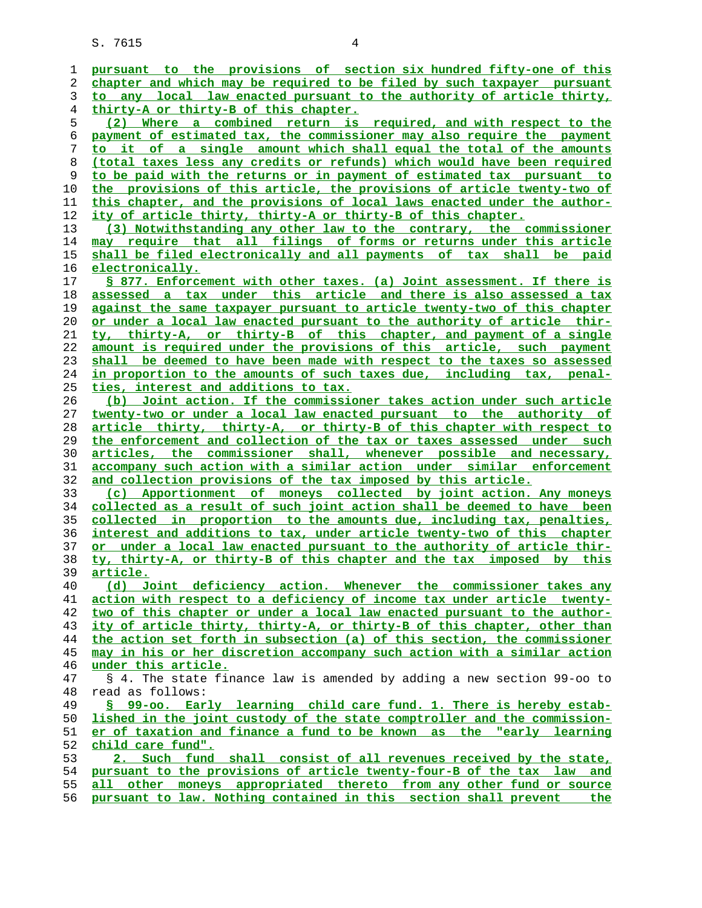pursuant to the provisions of section six hundred fifty-one of this chapter and which may be required to be filed by such taxpayer pursuant to any local law enacted pursuant to the authority of article thirty, thirty-A or thirty-B of this chapter.

(2) Where a combined return is required, and with respect to the payment of estimated tax, the commissioner may also require the payment to it of a single amount which shall equal the total of the amounts (total taxes less any credits or refunds) which would have been required to be paid with the returns or in payment of estimated tax pursuant to the provisions of this article, the provisions of article twenty-two of this chapter, and the provisions of local laws enacted under the authority of article thirty, thirty-A or thirty-B of this chapter.

(3) Notwithstanding any other law to the contrary, the commissioner may require that all filings of forms or returns under this article shall be filed electronically and all payments of tax shall be paid electronically.

§ 877. Enforcement with other taxes. (a) Joint assessment. If there is assessed a tax under this article and there is also assessed a tax against the same taxpayer pursuant to article twenty-two of this chapter or under a local law enacted pursuant to the authority of article thirty, thirty-A, or thirty-B of this chapter, and payment of a single amount is required under the provisions of this article, such payment shall be deemed to have been made with respect to the taxes so assessed in proportion to the amounts of such taxes due, including tax, penalties, interest and additions to tax.

(b) Joint action. If the commissioner takes action under such article twenty-two or under a local law enacted pursuant to the authority of article thirty, thirty-A, or thirty-B of this chapter with respect to the enforcement and collection of the tax or taxes assessed under such articles, the commissioner shall, whenever possible and necessary, accompany such action with a similar action under similar enforcement and collection provisions of the tax imposed by this article.

(c) Apportionment of moneys collected by joint action. Any moneys collected as a result of such joint action shall be deemed to have been collected in proportion to the amounts due, including tax, penalties, interest and additions to tax, under article twenty-two of this chapter or under a local law enacted pursuant to the authority of article thirty, thirty-A, or thirty-B of this chapter and the tax imposed by this article.

(d) Joint deficiency action. Whenever the commissioner takes any action with respect to a deficiency of income tax under article twenty-two of this chapter or under a local law enacted pursuant to the authority of article thirty, thirty-A, or thirty-B of this chapter, other than the action set forth in subsection (a) of this section, the commissioner may in his or her discretion accompany such action with a similar action under this article.

§ 4. The state finance law is amended by adding a new section 99-oo to read as follows:

§ 99-oo. Early learning child care fund. 1. There is hereby established in the joint custody of the state comptroller and the commissioner of taxation and finance a fund to be known as the "early learning child care fund".

2. Such fund shall consist of all revenues received by the state, pursuant to the provisions of article twenty-four-B of the tax law and all other moneys appropriated thereto from any other fund or source pursuant to law. Nothing contained in this section shall prevent the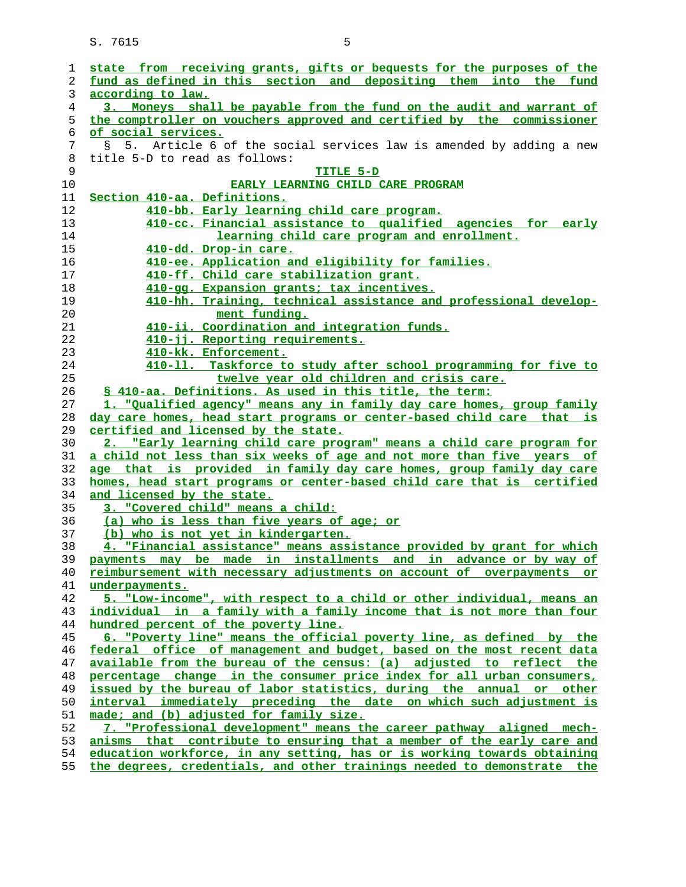state from receiving grants, gifts or bequests for the purposes of the fund as defined in this section and depositing them into the fund according to law.

3. Moneys shall be payable from the fund on the audit and warrant of the comptroller on vouchers approved and certified by the commissioner of social services.

§ 5. Article 6 of the social services law is amended by adding a new title 5-D to read as follows:

TITLE 5-D

EARLY LEARNING CHILD CARE PROGRAM

Section 410-aa. Definitions.

410-bb. Early learning child care program.

410-cc. Financial assistance to qualified agencies for early learning child care program and enrollment.

410-dd. Drop-in care.

410-ee. Application and eligibility for families.

410-ff. Child care stabilization grant.

410-gg. Expansion grants; tax incentives.

410-hh. Training, technical assistance and professional development funding.

410-ii. Coordination and integration funds.

410-jj. Reporting requirements.

410-kk. Enforcement.

410-ll. Taskforce to study after school programming for five to twelve year old children and crisis care.

§ 410-aa. Definitions. As used in this title, the term:

1. "Qualified agency" means any in family day care homes, group family day care homes, head start programs or center-based child care that is certified and licensed by the state.

2. "Early learning child care program" means a child care program for a child not less than six weeks of age and not more than five years of age that is provided in family day care homes, group family day care homes, head start programs or center-based child care that is certified and licensed by the state.

3. "Covered child" means a child:

(a) who is less than five years of age; or

(b) who is not yet in kindergarten.

4. "Financial assistance" means assistance provided by grant for which payments may be made in installments and in advance or by way of reimbursement with necessary adjustments on account of overpayments or underpayments.

5. "Low-income", with respect to a child or other individual, means an individual in a family with a family income that is not more than four hundred percent of the poverty line.

6. "Poverty line" means the official poverty line, as defined by the federal office of management and budget, based on the most recent data available from the bureau of the census: (a) adjusted to reflect the percentage change in the consumer price index for all urban consumers, issued by the bureau of labor statistics, during the annual or other interval immediately preceding the date on which such adjustment is made; and (b) adjusted for family size.

7. "Professional development" means the career pathway aligned mechanisms that contribute to ensuring that a member of the early care and education workforce, in any setting, has or is working towards obtaining the degrees, credentials, and other trainings needed to demonstrate the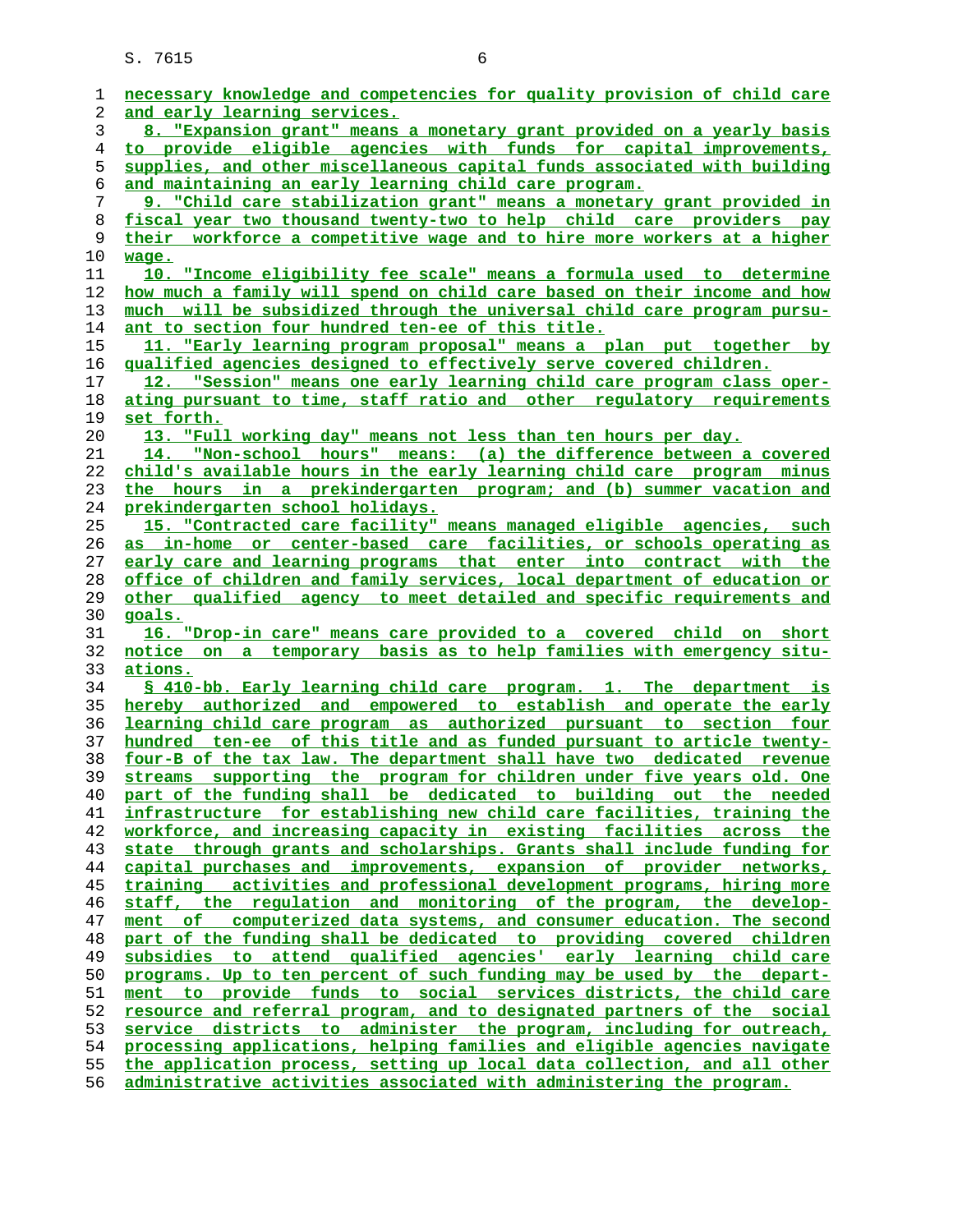necessary knowledge and competencies for quality provision of child care and early learning services.

8. "Expansion grant" means a monetary grant provided on a yearly basis to provide eligible agencies with funds for capital improvements, supplies, and other miscellaneous capital funds associated with building and maintaining an early learning child care program.

9. "Child care stabilization grant" means a monetary grant provided in fiscal year two thousand twenty-two to help child care providers pay their workforce a competitive wage and to hire more workers at a higher wage.

10. "Income eligibility fee scale" means a formula used to determine how much a family will spend on child care based on their income and how much will be subsidized through the universal child care program pursuant to section four hundred ten-ee of this title.

11. "Early learning program proposal" means a plan put together by qualified agencies designed to effectively serve covered children.

12. "Session" means one early learning child care program class operating pursuant to time, staff ratio and other regulatory requirements set forth.

13. "Full working day" means not less than ten hours per day.

14. "Non-school hours" means: (a) the difference between a covered child's available hours in the early learning child care program minus the hours in a prekindergarten program; and (b) summer vacation and prekindergarten school holidays.

15. "Contracted care facility" means managed eligible agencies, such as in-home or center-based care facilities, or schools operating as early care and learning programs that enter into contract with the office of children and family services, local department of education or other qualified agency to meet detailed and specific requirements and goals.

16. "Drop-in care" means care provided to a covered child on short notice on a temporary basis as to help families with emergency situations.

§ 410-bb. Early learning child care program. 1. The department is hereby authorized and empowered to establish and operate the early learning child care program as authorized pursuant to section four hundred ten-ee of this title and as funded pursuant to article twenty-four-B of the tax law. The department shall have two dedicated revenue streams supporting the program for children under five years old. One part of the funding shall be dedicated to building out the needed infrastructure for establishing new child care facilities, training the workforce, and increasing capacity in existing facilities across the state through grants and scholarships. Grants shall include funding for capital purchases and improvements, expansion of provider networks, training activities and professional development programs, hiring more staff, the regulation and monitoring of the program, the development of computerized data systems, and consumer education. The second part of the funding shall be dedicated to providing covered children subsidies to attend qualified agencies' early learning child care programs. Up to ten percent of such funding may be used by the department to provide funds to social services districts, the child care resource and referral program, and to designated partners of the social service districts to administer the program, including for outreach, processing applications, helping families and eligible agencies navigate the application process, setting up local data collection, and all other administrative activities associated with administering the program.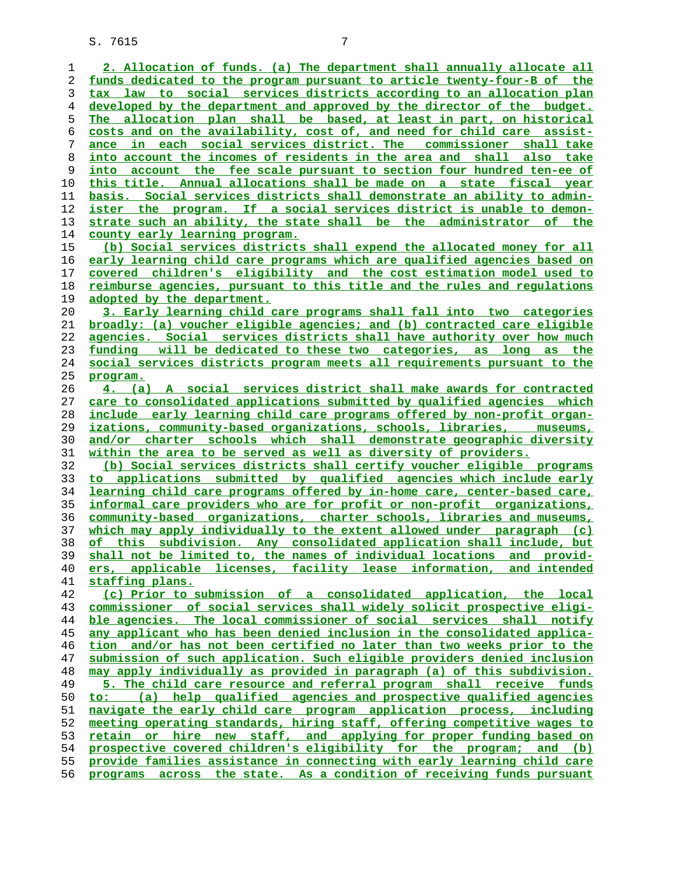2. Allocation of funds. (a) The department shall annually allocate all funds dedicated to the program pursuant to article twenty-four-B of the tax law to social services districts according to an allocation plan developed by the department and approved by the director of the budget. The allocation plan shall be based, at least in part, on historical costs and on the availability, cost of, and need for child care assistance in each social services district. The commissioner shall take into account the incomes of residents in the area and shall also take into account the fee scale pursuant to section four hundred ten-ee of this title. Annual allocations shall be made on a state fiscal year basis. Social services districts shall demonstrate an ability to administer the program. If a social services district is unable to demonstrate such an ability, the state shall be the administrator of the county early learning program.

(b) Social services districts shall expend the allocated money for all early learning child care programs which are qualified agencies based on covered children's eligibility and the cost estimation model used to reimburse agencies, pursuant to this title and the rules and regulations adopted by the department.

3. Early learning child care programs shall fall into two categories broadly: (a) voucher eligible agencies; and (b) contracted care eligible agencies. Social services districts shall have authority over how much funding will be dedicated to these two categories, as long as the social services districts program meets all requirements pursuant to the program.

4. (a) A social services district shall make awards for contracted care to consolidated applications submitted by qualified agencies which include early learning child care programs offered by non-profit organizations, community-based organizations, schools, libraries, museums, and/or charter schools which shall demonstrate geographic diversity within the area to be served as well as diversity of providers.

(b) Social services districts shall certify voucher eligible programs to applications submitted by qualified agencies which include early learning child care programs offered by in-home care, center-based care, informal care providers who are for profit or non-profit organizations, community-based organizations, charter schools, libraries and museums, which may apply individually to the extent allowed under paragraph (c) of this subdivision. Any consolidated application shall include, but shall not be limited to, the names of individual locations and providers, applicable licenses, facility lease information, and intended staffing plans.

(c) Prior to submission of a consolidated application, the local commissioner of social services shall widely solicit prospective eligible agencies. The local commissioner of social services shall notify any applicant who has been denied inclusion in the consolidated application and/or has not been certified no later than two weeks prior to the submission of such application. Such eligible providers denied inclusion may apply individually as provided in paragraph (a) of this subdivision.

5. The child care resource and referral program shall receive funds to: (a) help qualified agencies and prospective qualified agencies navigate the early child care program application process, including meeting operating standards, hiring staff, offering competitive wages to retain or hire new staff, and applying for proper funding based on prospective covered children's eligibility for the program; and (b) provide families assistance in connecting with early learning child care programs across the state. As a condition of receiving funds pursuant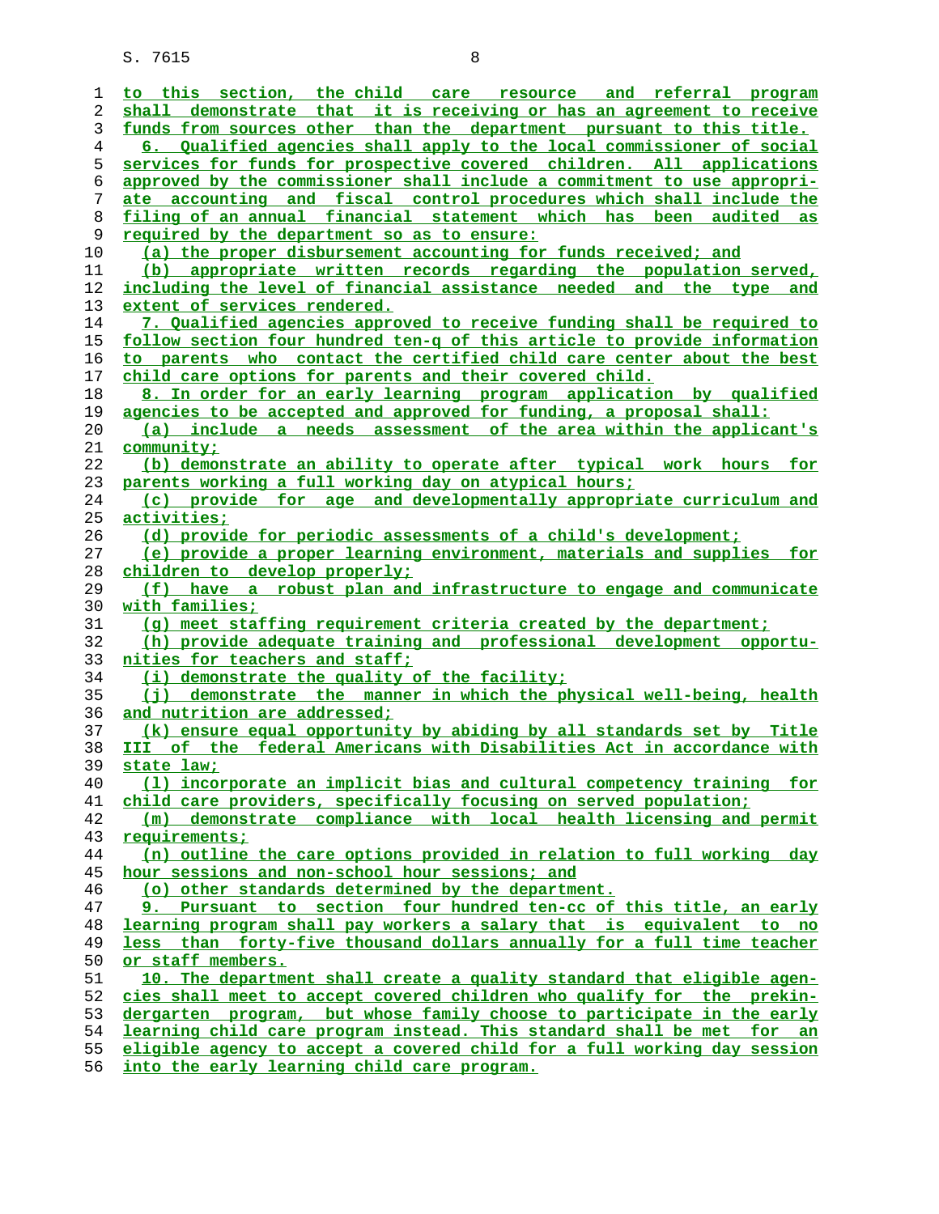to this section, the child care resource and referral program shall demonstrate that it is receiving or has an agreement to receive funds from sources other than the department pursuant to this title.

6. Qualified agencies shall apply to the local commissioner of social services for funds for prospective covered children. All applications approved by the commissioner shall include a commitment to use appropriate accounting and fiscal control procedures which shall include the filing of an annual financial statement which has been audited as required by the department so as to ensure:

(a) the proper disbursement accounting for funds received; and

(b) appropriate written records regarding the population served, including the level of financial assistance needed and the type and extent of services rendered.

7. Qualified agencies approved to receive funding shall be required to follow section four hundred ten-q of this article to provide information to parents who contact the certified child care center about the best child care options for parents and their covered child.

8. In order for an early learning program application by qualified agencies to be accepted and approved for funding, a proposal shall:

(a) include a needs assessment of the area within the applicant's community;

(b) demonstrate an ability to operate after typical work hours for parents working a full working day on atypical hours;

(c) provide for age and developmentally appropriate curriculum and activities;

(d) provide for periodic assessments of a child's development;

(e) provide a proper learning environment, materials and supplies for children to develop properly;

(f) have a robust plan and infrastructure to engage and communicate with families;

(g) meet staffing requirement criteria created by the department;

(h) provide adequate training and professional development opportunities for teachers and staff;

(i) demonstrate the quality of the facility;

(j) demonstrate the manner in which the physical well-being, health and nutrition are addressed;

(k) ensure equal opportunity by abiding by all standards set by Title III of the federal Americans with Disabilities Act in accordance with state law;

(l) incorporate an implicit bias and cultural competency training for child care providers, specifically focusing on served population;

(m) demonstrate compliance with local health licensing and permit requirements;

(n) outline the care options provided in relation to full working day hour sessions and non-school hour sessions; and

(o) other standards determined by the department.

9. Pursuant to section four hundred ten-cc of this title, an early learning program shall pay workers a salary that is equivalent to no less than forty-five thousand dollars annually for a full time teacher or staff members.

10. The department shall create a quality standard that eligible agencies shall meet to accept covered children who qualify for the prekindergarten program, but whose family choose to participate in the early learning child care program instead. This standard shall be met for an eligible agency to accept a covered child for a full working day session into the early learning child care program.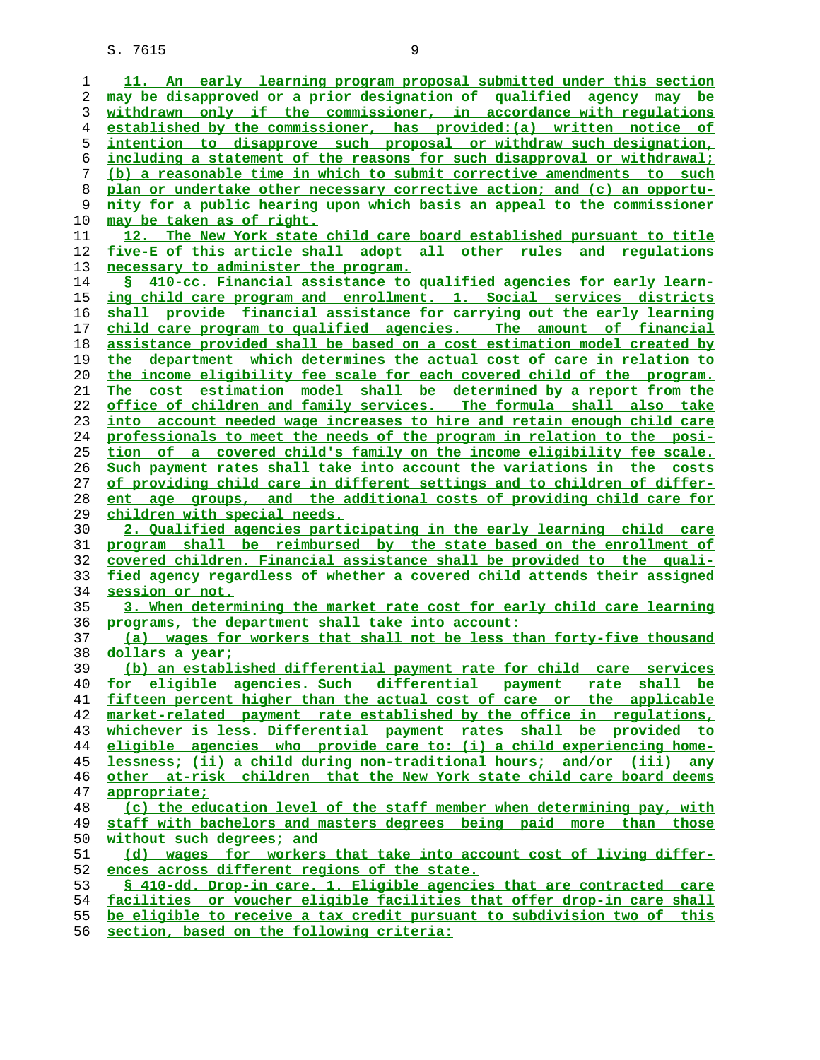11. An early learning program proposal submitted under this section may be disapproved or a prior designation of qualified agency may be withdrawn only if the commissioner, in accordance with regulations established by the commissioner, has provided:(a) written notice of intention to disapprove such proposal or withdraw such designation, including a statement of the reasons for such disapproval or withdrawal; (b) a reasonable time in which to submit corrective amendments to such plan or undertake other necessary corrective action; and (c) an opportunity for a public hearing upon which basis an appeal to the commissioner may be taken as of right.

12. The New York state child care board established pursuant to title five-E of this article shall adopt all other rules and regulations necessary to administer the program.

§ 410-cc. Financial assistance to qualified agencies for early learning child care program and enrollment. 1. Social services districts shall provide financial assistance for carrying out the early learning child care program to qualified agencies. The amount of financial assistance provided shall be based on a cost estimation model created by the department which determines the actual cost of care in relation to the income eligibility fee scale for each covered child of the program. The cost estimation model shall be determined by a report from the office of children and family services. The formula shall also take into account needed wage increases to hire and retain enough child care professionals to meet the needs of the program in relation to the position of a covered child's family on the income eligibility fee scale. Such payment rates shall take into account the variations in the costs of providing child care in different settings and to children of different age groups, and the additional costs of providing child care for children with special needs.

2. Qualified agencies participating in the early learning child care program shall be reimbursed by the state based on the enrollment of covered children. Financial assistance shall be provided to the qualified agency regardless of whether a covered child attends their assigned session or not.

3. When determining the market rate cost for early child care learning programs, the department shall take into account:

(a) wages for workers that shall not be less than forty-five thousand dollars a year;

(b) an established differential payment rate for child care services for eligible agencies. Such differential payment rate shall be fifteen percent higher than the actual cost of care or the applicable market-related payment rate established by the office in regulations, whichever is less. Differential payment rates shall be provided to eligible agencies who provide care to: (i) a child experiencing homelessness; (ii) a child during non-traditional hours; and/or (iii) any other at-risk children that the New York state child care board deems appropriate;

(c) the education level of the staff member when determining pay, with staff with bachelors and masters degrees being paid more than those without such degrees; and

(d) wages for workers that take into account cost of living differences across different regions of the state.

§ 410-dd. Drop-in care. 1. Eligible agencies that are contracted care facilities or voucher eligible facilities that offer drop-in care shall be eligible to receive a tax credit pursuant to subdivision two of this section, based on the following criteria: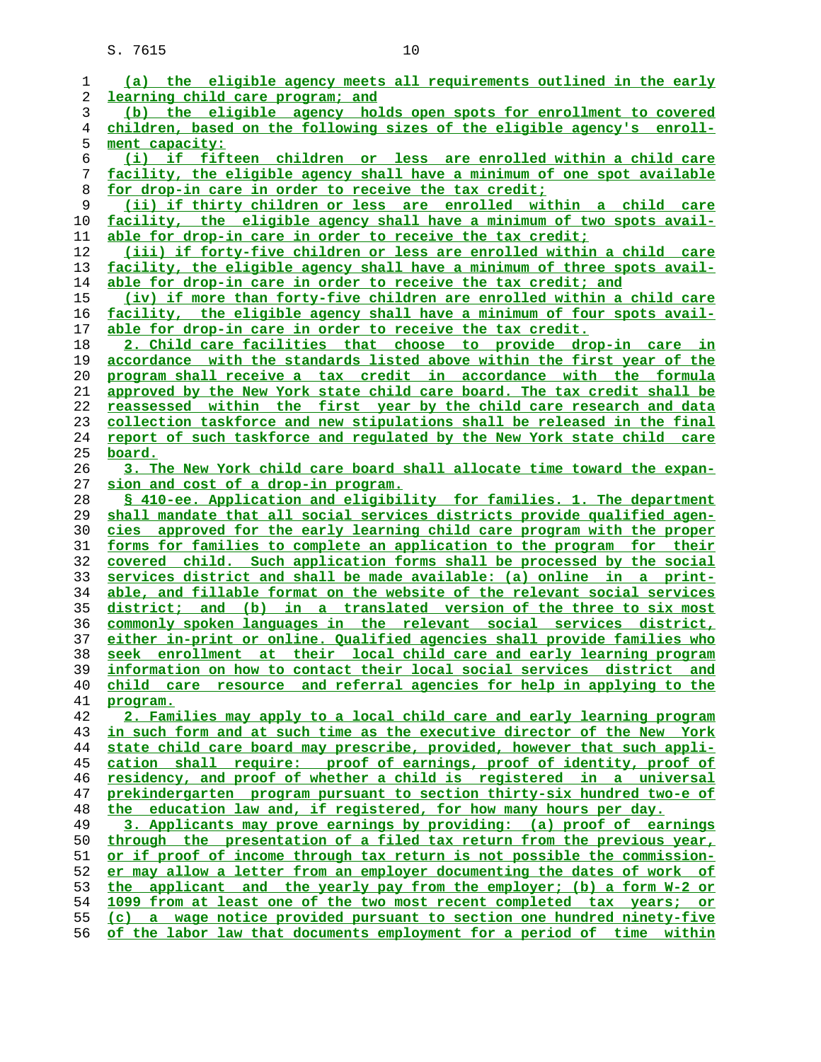(a) the eligible agency meets all requirements outlined in the early learning child care program; and

(b) the eligible agency holds open spots for enrollment to covered children, based on the following sizes of the eligible agency's enrollment capacity:

(i) if fifteen children or less are enrolled within a child care facility, the eligible agency shall have a minimum of one spot available for drop-in care in order to receive the tax credit;

(ii) if thirty children or less are enrolled within a child care facility, the eligible agency shall have a minimum of two spots available for drop-in care in order to receive the tax credit;

(iii) if forty-five children or less are enrolled within a child care facility, the eligible agency shall have a minimum of three spots available for drop-in care in order to receive the tax credit; and

(iv) if more than forty-five children are enrolled within a child care facility, the eligible agency shall have a minimum of four spots available for drop-in care in order to receive the tax credit.

2. Child care facilities that choose to provide drop-in care in accordance with the standards listed above within the first year of the program shall receive a tax credit in accordance with the formula approved by the New York state child care board. The tax credit shall be reassessed within the first year by the child care research and data collection taskforce and new stipulations shall be released in the final report of such taskforce and regulated by the New York state child care board.

3. The New York child care board shall allocate time toward the expansion and cost of a drop-in program.

§ 410-ee. Application and eligibility for families. 1. The department shall mandate that all social services districts provide qualified agencies approved for the early learning child care program with the proper forms for families to complete an application to the program for their covered child. Such application forms shall be processed by the social services district and shall be made available: (a) online in a printable, and fillable format on the website of the relevant social services district; and (b) in a translated version of the three to six most commonly spoken languages in the relevant social services district, either in-print or online. Qualified agencies shall provide families who seek enrollment at their local child care and early learning program information on how to contact their local social services district and child care resource and referral agencies for help in applying to the program.

2. Families may apply to a local child care and early learning program in such form and at such time as the executive director of the New York state child care board may prescribe, provided, however that such application shall require: proof of earnings, proof of identity, proof of residency, and proof of whether a child is registered in a universal prekindergarten program pursuant to section thirty-six hundred two-e of the education law and, if registered, for how many hours per day.

3. Applicants may prove earnings by providing: (a) proof of earnings through the presentation of a filed tax return from the previous year, or if proof of income through tax return is not possible the commissioner may allow a letter from an employer documenting the dates of work of the applicant and the yearly pay from the employer; (b) a form W-2 or 1099 from at least one of the two most recent completed tax years; or (c) a wage notice provided pursuant to section one hundred ninety-five of the labor law that documents employment for a period of time within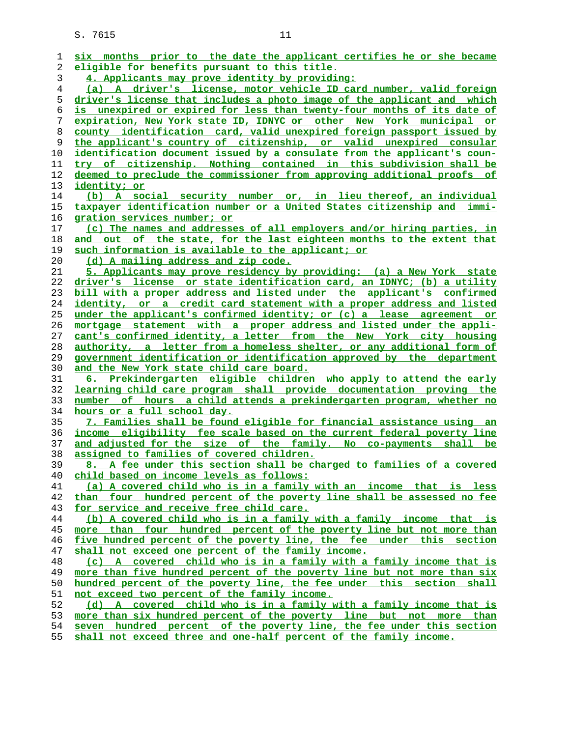six months prior to the date the applicant certifies he or she became eligible for benefits pursuant to this title.

4. Applicants may prove identity by providing:

(a) A driver's license, motor vehicle ID card number, valid foreign driver's license that includes a photo image of the applicant and which is unexpired or expired for less than twenty-four months of its date of expiration, New York state ID, IDNYC or other New York municipal or county identification card, valid unexpired foreign passport issued by the applicant's country of citizenship, or valid unexpired consular identification document issued by a consulate from the applicant's country of citizenship. Nothing contained in this subdivision shall be deemed to preclude the commissioner from approving additional proofs of identity; or

(b) A social security number or, in lieu thereof, an individual taxpayer identification number or a United States citizenship and immigration services number; or

(c) The names and addresses of all employers and/or hiring parties, in and out of the state, for the last eighteen months to the extent that such information is available to the applicant; or

(d) A mailing address and zip code.

5. Applicants may prove residency by providing: (a) a New York state driver's license or state identification card, an IDNYC; (b) a utility bill with a proper address and listed under the applicant's confirmed identity, or a credit card statement with a proper address and listed under the applicant's confirmed identity; or (c) a lease agreement or mortgage statement with a proper address and listed under the applicant's confirmed identity, a letter from the New York city housing authority, a letter from a homeless shelter, or any additional form of government identification or identification approved by the department and the New York state child care board.

6. Prekindergarten eligible children who apply to attend the early learning child care program shall provide documentation proving the number of hours a child attends a prekindergarten program, whether no hours or a full school day.

7. Families shall be found eligible for financial assistance using an income eligibility fee scale based on the current federal poverty line and adjusted for the size of the family. No co-payments shall be assigned to families of covered children.

8. A fee under this section shall be charged to families of a covered child based on income levels as follows:

(a) A covered child who is in a family with an income that is less than four hundred percent of the poverty line shall be assessed no fee for service and receive free child care.

(b) A covered child who is in a family with a family income that is more than four hundred percent of the poverty line but not more than five hundred percent of the poverty line, the fee under this section shall not exceed one percent of the family income.

(c) A covered child who is in a family with a family income that is more than five hundred percent of the poverty line but not more than six hundred percent of the poverty line, the fee under this section shall not exceed two percent of the family income.

(d) A covered child who is in a family with a family income that is more than six hundred percent of the poverty line but not more than seven hundred percent of the poverty line, the fee under this section shall not exceed three and one-half percent of the family income.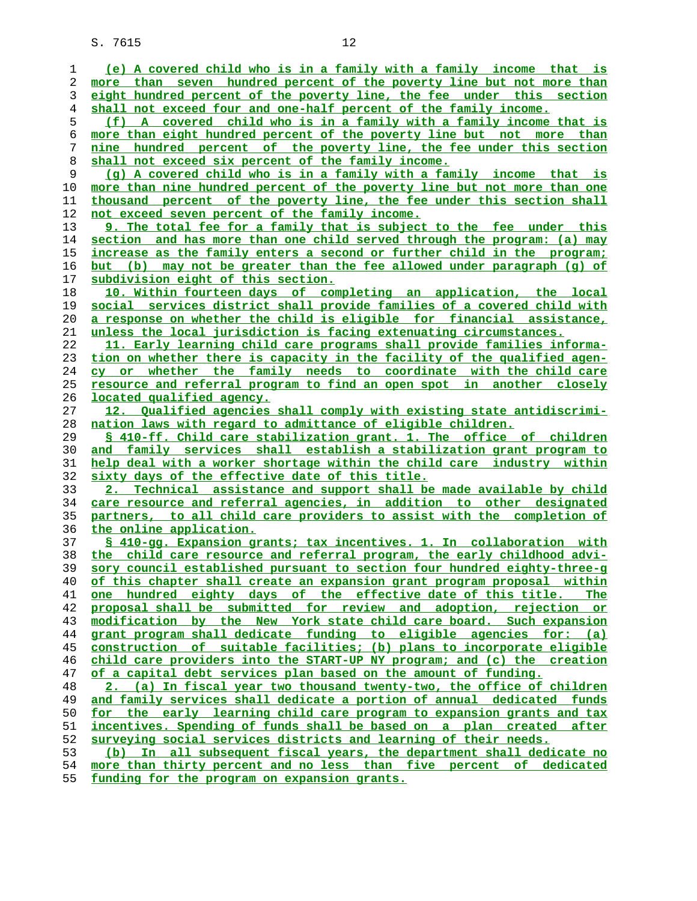(e) A covered child who is in a family with a family income that is more than seven hundred percent of the poverty line but not more than eight hundred percent of the poverty line, the fee under this section shall not exceed four and one-half percent of the family income.

(f) A covered child who is in a family with a family income that is more than eight hundred percent of the poverty line but not more than nine hundred percent of the poverty line, the fee under this section shall not exceed six percent of the family income.

(g) A covered child who is in a family with a family income that is more than nine hundred percent of the poverty line but not more than one thousand percent of the poverty line, the fee under this section shall not exceed seven percent of the family income.

9. The total fee for a family that is subject to the fee under this section and has more than one child served through the program: (a) may increase as the family enters a second or further child in the program; but (b) may not be greater than the fee allowed under paragraph (g) of subdivision eight of this section.

10. Within fourteen days of completing an application, the local social services district shall provide families of a covered child with a response on whether the child is eligible for financial assistance, unless the local jurisdiction is facing extenuating circumstances.

11. Early learning child care programs shall provide families information on whether there is capacity in the facility of the qualified agency or whether the family needs to coordinate with the child care resource and referral program to find an open spot in another closely located qualified agency.

12. Qualified agencies shall comply with existing state antidiscrimination laws with regard to admittance of eligible children.

§ 410-ff. Child care stabilization grant. 1. The office of children and family services shall establish a stabilization grant program to help deal with a worker shortage within the child care industry within sixty days of the effective date of this title.

2. Technical assistance and support shall be made available by child care resource and referral agencies, in addition to other designated partners, to all child care providers to assist with the completion of the online application.

§ 410-gg. Expansion grants; tax incentives. 1. In collaboration with the child care resource and referral program, the early childhood advisory council established pursuant to section four hundred eighty-three-g of this chapter shall create an expansion grant program proposal within one hundred eighty days of the effective date of this title. The proposal shall be submitted for review and adoption, rejection or modification by the New York state child care board. Such expansion grant program shall dedicate funding to eligible agencies for: (a) construction of suitable facilities; (b) plans to incorporate eligible child care providers into the START-UP NY program; and (c) the creation of a capital debt services plan based on the amount of funding.

2. (a) In fiscal year two thousand twenty-two, the office of children and family services shall dedicate a portion of annual dedicated funds for the early learning child care program to expansion grants and tax incentives. Spending of funds shall be based on a plan created after surveying social services districts and learning of their needs.

(b) In all subsequent fiscal years, the department shall dedicate no more than thirty percent and no less than five percent of dedicated funding for the program on expansion grants.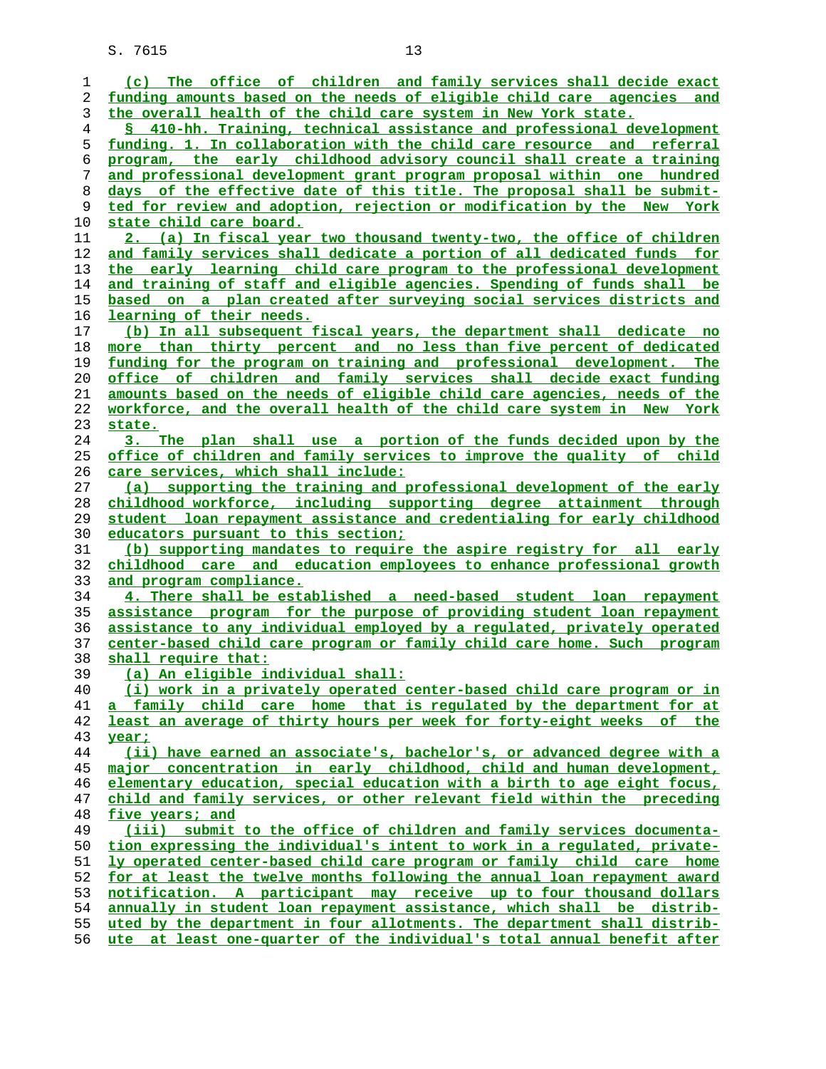(c) The office of children and family services shall decide exact funding amounts based on the needs of eligible child care agencies and the overall health of the child care system in New York state.

§ 410-hh. Training, technical assistance and professional development funding. 1. In collaboration with the child care resource and referral program, the early childhood advisory council shall create a training and professional development grant program proposal within one hundred days of the effective date of this title. The proposal shall be submitted for review and adoption, rejection or modification by the New York state child care board.

2. (a) In fiscal year two thousand twenty-two, the office of children and family services shall dedicate a portion of all dedicated funds for the early learning child care program to the professional development and training of staff and eligible agencies. Spending of funds shall be based on a plan created after surveying social services districts and learning of their needs.

(b) In all subsequent fiscal years, the department shall dedicate no more than thirty percent and no less than five percent of dedicated funding for the program on training and professional development. The office of children and family services shall decide exact funding amounts based on the needs of eligible child care agencies, needs of the workforce, and the overall health of the child care system in New York state.

3. The plan shall use a portion of the funds decided upon by the office of children and family services to improve the quality of child care services, which shall include:

(a) supporting the training and professional development of the early childhood workforce, including supporting degree attainment through student loan repayment assistance and credentialing for early childhood educators pursuant to this section;

(b) supporting mandates to require the aspire registry for all early childhood care and education employees to enhance professional growth and program compliance.

4. There shall be established a need-based student loan repayment assistance program for the purpose of providing student loan repayment assistance to any individual employed by a regulated, privately operated center-based child care program or family child care home. Such program shall require that:

(a) An eligible individual shall:

(i) work in a privately operated center-based child care program or in a family child care home that is regulated by the department for at least an average of thirty hours per week for forty-eight weeks of the year;

(ii) have earned an associate's, bachelor's, or advanced degree with a major concentration in early childhood, child and human development, elementary education, special education with a birth to age eight focus, child and family services, or other relevant field within the preceding five years; and

(iii) submit to the office of children and family services documentation expressing the individual's intent to work in a regulated, privately operated center-based child care program or family child care home for at least the twelve months following the annual loan repayment award notification. A participant may receive up to four thousand dollars annually in student loan repayment assistance, which shall be distributed by the department in four allotments. The department shall distribute at least one-quarter of the individual's total annual benefit after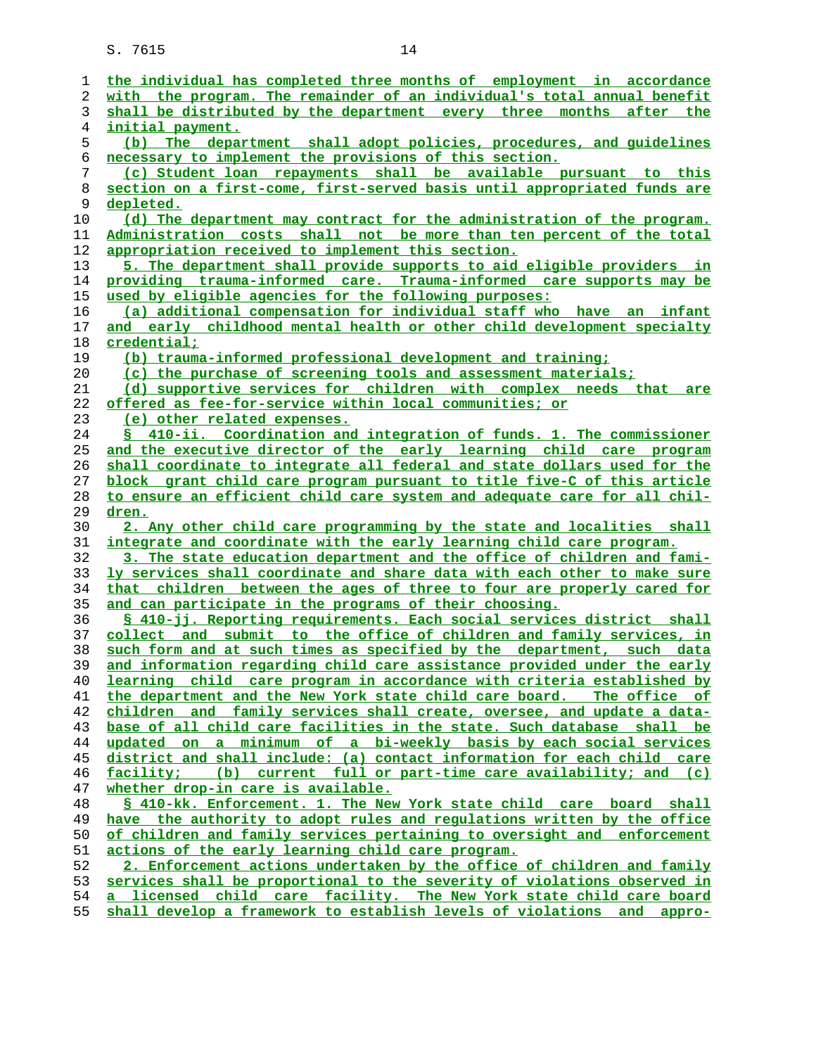the individual has completed three months of employment in accordance with the program. The remainder of an individual's total annual benefit shall be distributed by the department every three months after the initial payment.

(b) The department shall adopt policies, procedures, and guidelines necessary to implement the provisions of this section.

(c) Student loan repayments shall be available pursuant to this section on a first-come, first-served basis until appropriated funds are depleted.

(d) The department may contract for the administration of the program. Administration costs shall not be more than ten percent of the total appropriation received to implement this section.

5. The department shall provide supports to aid eligible providers in providing trauma-informed care. Trauma-informed care supports may be used by eligible agencies for the following purposes:

(a) additional compensation for individual staff who have an infant and early childhood mental health or other child development specialty credential;

(b) trauma-informed professional development and training;

(c) the purchase of screening tools and assessment materials;

(d) supportive services for children with complex needs that are offered as fee-for-service within local communities; or

(e) other related expenses.

§ 410-ii. Coordination and integration of funds. 1. The commissioner and the executive director of the early learning child care program shall coordinate to integrate all federal and state dollars used for the block grant child care program pursuant to title five-C of this article to ensure an efficient child care system and adequate care for all children.

2. Any other child care programming by the state and localities shall integrate and coordinate with the early learning child care program.

3. The state education department and the office of children and family services shall coordinate and share data with each other to make sure that children between the ages of three to four are properly cared for and can participate in the programs of their choosing.

§ 410-jj. Reporting requirements. Each social services district shall collect and submit to the office of children and family services, in such form and at such times as specified by the department, such data and information regarding child care assistance provided under the early learning child care program in accordance with criteria established by the department and the New York state child care board. The office of children and family services shall create, oversee, and update a database of all child care facilities in the state. Such database shall be updated on a minimum of a bi-weekly basis by each social services district and shall include: (a) contact information for each child care facility; (b) current full or part-time care availability; and (c) whether drop-in care is available.

§ 410-kk. Enforcement. 1. The New York state child care board shall have the authority to adopt rules and regulations written by the office of children and family services pertaining to oversight and enforcement actions of the early learning child care program.

2. Enforcement actions undertaken by the office of children and family services shall be proportional to the severity of violations observed in a licensed child care facility. The New York state child care board shall develop a framework to establish levels of violations and appro-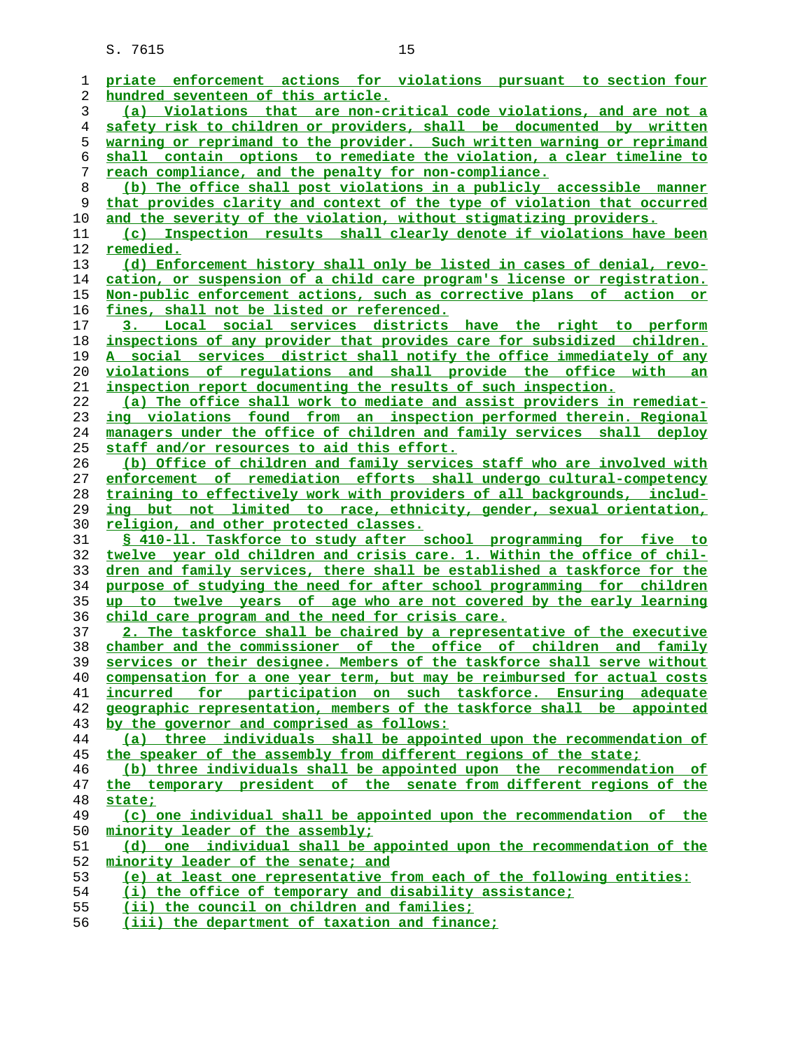priate enforcement actions for violations pursuant to section four hundred seventeen of this article.

(a) Violations that are non-critical code violations, and are not a safety risk to children or providers, shall be documented by written warning or reprimand to the provider. Such written warning or reprimand shall contain options to remediate the violation, a clear timeline to reach compliance, and the penalty for non-compliance.

(b) The office shall post violations in a publicly accessible manner that provides clarity and context of the type of violation that occurred and the severity of the violation, without stigmatizing providers.

(c) Inspection results shall clearly denote if violations have been remedied.

(d) Enforcement history shall only be listed in cases of denial, revocation, or suspension of a child care program's license or registration. Non-public enforcement actions, such as corrective plans of action or fines, shall not be listed or referenced.

3. Local social services districts have the right to perform inspections of any provider that provides care for subsidized children. A social services district shall notify the office immediately of any violations of regulations and shall provide the office with an inspection report documenting the results of such inspection.

(a) The office shall work to mediate and assist providers in remediating violations found from an inspection performed therein. Regional managers under the office of children and family services shall deploy staff and/or resources to aid this effort.

(b) Office of children and family services staff who are involved with enforcement of remediation efforts shall undergo cultural-competency training to effectively work with providers of all backgrounds, including but not limited to race, ethnicity, gender, sexual orientation, religion, and other protected classes.

§ 410-ll. Taskforce to study after school programming for five to twelve year old children and crisis care. 1. Within the office of children and family services, there shall be established a taskforce for the purpose of studying the need for after school programming for children up to twelve years of age who are not covered by the early learning child care program and the need for crisis care.

2. The taskforce shall be chaired by a representative of the executive chamber and the commissioner of the office of children and family services or their designee. Members of the taskforce shall serve without compensation for a one year term, but may be reimbursed for actual costs incurred for participation on such taskforce. Ensuring adequate geographic representation, members of the taskforce shall be appointed by the governor and comprised as follows:

(a) three individuals shall be appointed upon the recommendation of the speaker of the assembly from different regions of the state;

(b) three individuals shall be appointed upon the recommendation of the temporary president of the senate from different regions of the state;

(c) one individual shall be appointed upon the recommendation of the minority leader of the assembly;

(d) one individual shall be appointed upon the recommendation of the minority leader of the senate; and

(e) at least one representative from each of the following entities:

(i) the office of temporary and disability assistance;

(ii) the council on children and families;

(iii) the department of taxation and finance;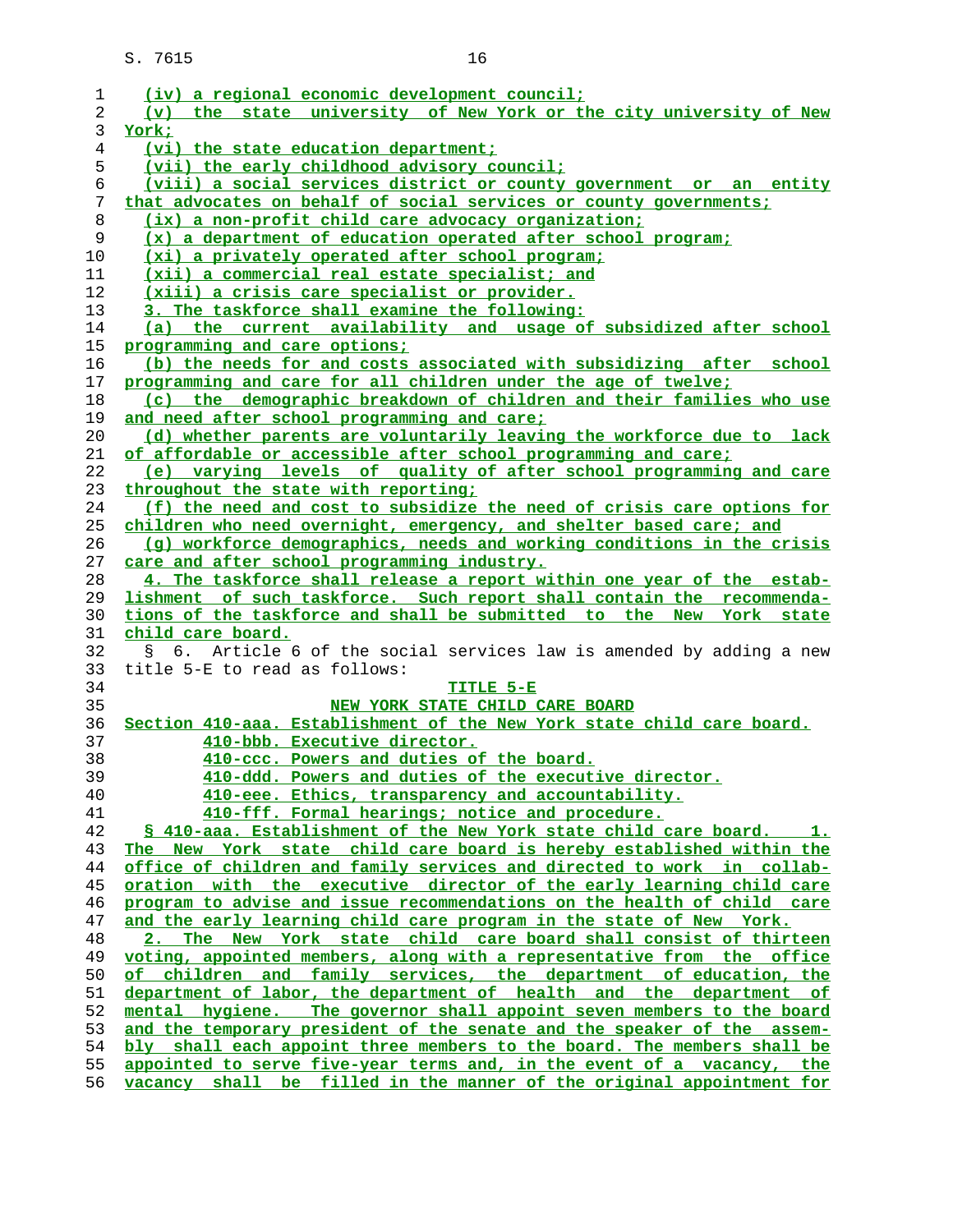(iv) a regional economic development council;

(v) the state university of New York or the city university of New York;

(vi) the state education department;

(vii) the early childhood advisory council;

(viii) a social services district or county government or an entity that advocates on behalf of social services or county governments;

(ix) a non-profit child care advocacy organization;

(x) a department of education operated after school program;

(xi) a privately operated after school program;

(xii) a commercial real estate specialist; and

(xiii) a crisis care specialist or provider.

3. The taskforce shall examine the following:

(a) the current availability and usage of subsidized after school programming and care options;

(b) the needs for and costs associated with subsidizing after school programming and care for all children under the age of twelve;

(c) the demographic breakdown of children and their families who use and need after school programming and care;

(d) whether parents are voluntarily leaving the workforce due to lack of affordable or accessible after school programming and care;

(e) varying levels of quality of after school programming and care throughout the state with reporting;

(f) the need and cost to subsidize the need of crisis care options for children who need overnight, emergency, and shelter based care; and

(g) workforce demographics, needs and working conditions in the crisis care and after school programming industry.

4. The taskforce shall release a report within one year of the establishment of such taskforce. Such report shall contain the recommendations of the taskforce and shall be submitted to the New York state child care board.

§ 6. Article 6 of the social services law is amended by adding a new title 5-E to read as follows:

TITLE 5-E

NEW YORK STATE CHILD CARE BOARD

Section 410-aaa. Establishment of the New York state child care board.

410-bbb. Executive director.

410-ccc. Powers and duties of the board.

410-ddd. Powers and duties of the executive director.

410-eee. Ethics, transparency and accountability.

410-fff. Formal hearings; notice and procedure.

§ 410-aaa. Establishment of the New York state child care board. 1. The New York state child care board is hereby established within the office of children and family services and directed to work in collaboration with the executive director of the early learning child care program to advise and issue recommendations on the health of child care and the early learning child care program in the state of New York.

2. The New York state child care board shall consist of thirteen voting, appointed members, along with a representative from the office of children and family services, the department of education, the department of labor, the department of health and the department of mental hygiene. The governor shall appoint seven members to the board and the temporary president of the senate and the speaker of the assembly shall each appoint three members to the board. The members shall be appointed to serve five-year terms and, in the event of a vacancy, the vacancy shall be filled in the manner of the original appointment for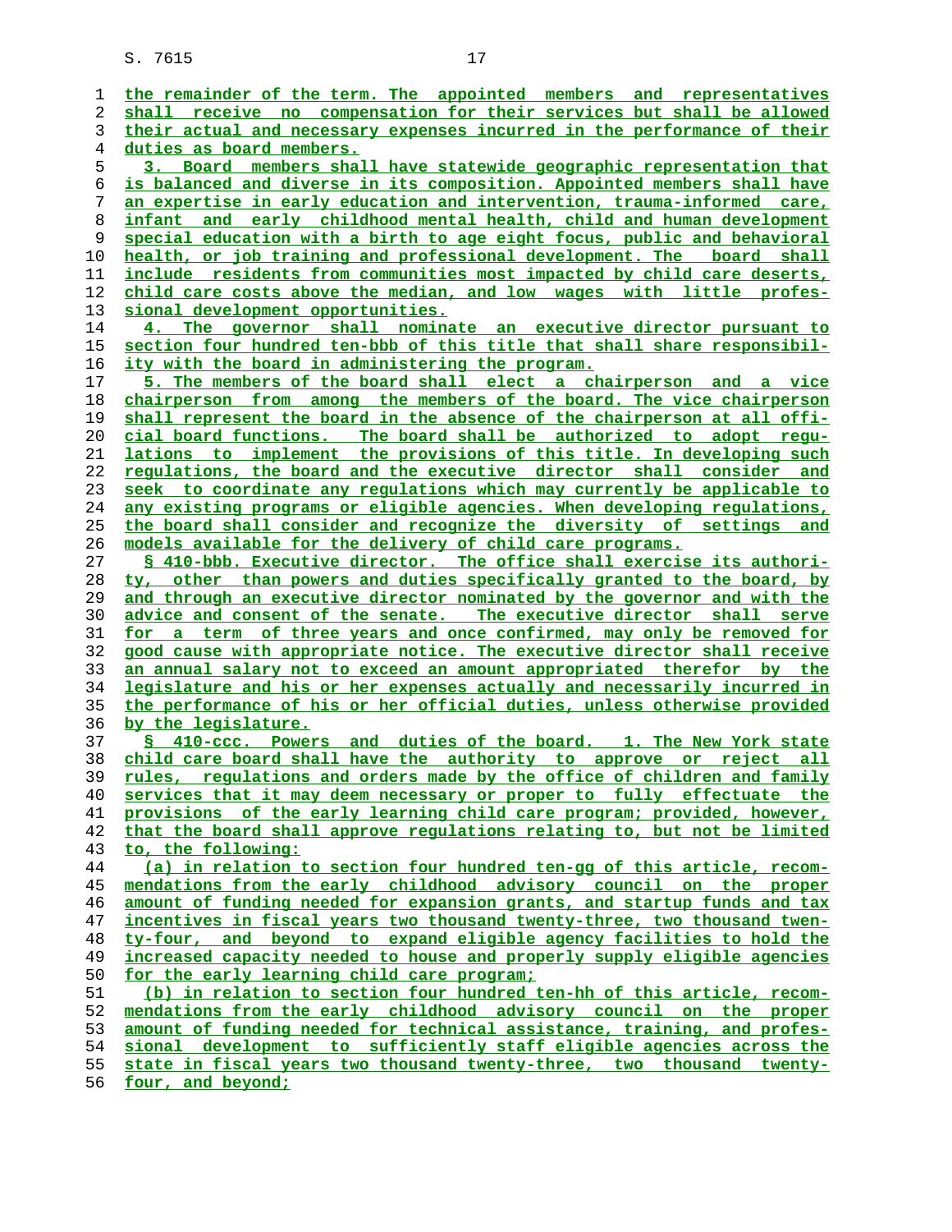the remainder of the term. The appointed members and representatives shall receive no compensation for their services but shall be allowed their actual and necessary expenses incurred in the performance of their duties as board members.

3. Board members shall have statewide geographic representation that is balanced and diverse in its composition. Appointed members shall have an expertise in early education and intervention, trauma-informed care, infant and early childhood mental health, child and human development special education with a birth to age eight focus, public and behavioral health, or job training and professional development. The board shall include residents from communities most impacted by child care deserts, child care costs above the median, and low wages with little professional development opportunities.

4. The governor shall nominate an executive director pursuant to section four hundred ten-bbb of this title that shall share responsibility with the board in administering the program.

5. The members of the board shall elect a chairperson and a vice chairperson from among the members of the board. The vice chairperson shall represent the board in the absence of the chairperson at all official board functions. The board shall be authorized to adopt regulations to implement the provisions of this title. In developing such regulations, the board and the executive director shall consider and seek to coordinate any regulations which may currently be applicable to any existing programs or eligible agencies. When developing regulations, the board shall consider and recognize the diversity of settings and models available for the delivery of child care programs.

§ 410-bbb. Executive director. The office shall exercise its authority, other than powers and duties specifically granted to the board, by and through an executive director nominated by the governor and with the advice and consent of the senate. The executive director shall serve for a term of three years and once confirmed, may only be removed for good cause with appropriate notice. The executive director shall receive an annual salary not to exceed an amount appropriated therefor by the legislature and his or her expenses actually and necessarily incurred in the performance of his or her official duties, unless otherwise provided by the legislature.

§ 410-ccc. Powers and duties of the board. 1. The New York state child care board shall have the authority to approve or reject all rules, regulations and orders made by the office of children and family services that it may deem necessary or proper to fully effectuate the provisions of the early learning child care program; provided, however, that the board shall approve regulations relating to, but not be limited to, the following:

(a) in relation to section four hundred ten-gg of this article, recommendations from the early childhood advisory council on the proper amount of funding needed for expansion grants, and startup funds and tax incentives in fiscal years two thousand twenty-three, two thousand twenty-four, and beyond to expand eligible agency facilities to hold the increased capacity needed to house and properly supply eligible agencies for the early learning child care program;

(b) in relation to section four hundred ten-hh of this article, recommendations from the early childhood advisory council on the proper amount of funding needed for technical assistance, training, and professional development to sufficiently staff eligible agencies across the state in fiscal years two thousand twenty-three, two thousand twenty-four, and beyond;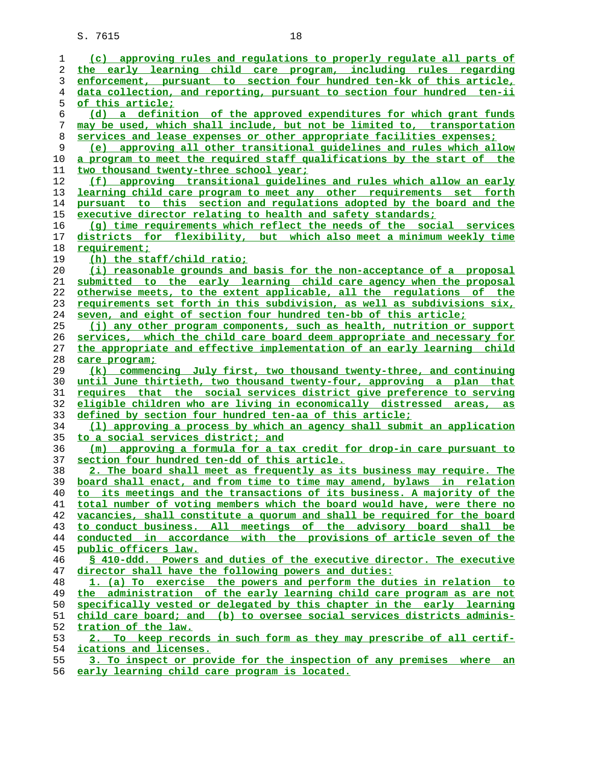(c) approving rules and regulations to properly regulate all parts of the early learning child care program, including rules regarding enforcement, pursuant to section four hundred ten-kk of this article, data collection, and reporting, pursuant to section four hundred ten-ii of this article;

(d) a definition of the approved expenditures for which grant funds may be used, which shall include, but not be limited to, transportation services and lease expenses or other appropriate facilities expenses;

(e) approving all other transitional guidelines and rules which allow a program to meet the required staff qualifications by the start of the two thousand twenty-three school year;

(f) approving transitional guidelines and rules which allow an early learning child care program to meet any other requirements set forth pursuant to this section and regulations adopted by the board and the executive director relating to health and safety standards;

(g) time requirements which reflect the needs of the social services districts for flexibility, but which also meet a minimum weekly time requirement;

(h) the staff/child ratio;

(i) reasonable grounds and basis for the non-acceptance of a proposal submitted to the early learning child care agency when the proposal otherwise meets, to the extent applicable, all the regulations of the requirements set forth in this subdivision, as well as subdivisions six, seven, and eight of section four hundred ten-bb of this article;

(j) any other program components, such as health, nutrition or support services, which the child care board deem appropriate and necessary for the appropriate and effective implementation of an early learning child care program;

(k) commencing July first, two thousand twenty-three, and continuing until June thirtieth, two thousand twenty-four, approving a plan that requires that the social services district give preference to serving eligible children who are living in economically distressed areas, as defined by section four hundred ten-aa of this article;

(l) approving a process by which an agency shall submit an application to a social services district; and

(m) approving a formula for a tax credit for drop-in care pursuant to section four hundred ten-dd of this article.

2. The board shall meet as frequently as its business may require. The board shall enact, and from time to time may amend, bylaws in relation to its meetings and the transactions of its business. A majority of the total number of voting members which the board would have, were there no vacancies, shall constitute a quorum and shall be required for the board to conduct business. All meetings of the advisory board shall be conducted in accordance with the provisions of article seven of the public officers law.

§ 410-ddd. Powers and duties of the executive director. The executive director shall have the following powers and duties:

1. (a) To exercise the powers and perform the duties in relation to the administration of the early learning child care program as are not specifically vested or delegated by this chapter in the early learning child care board; and (b) to oversee social services districts administration of the law.

2. To keep records in such form as they may prescribe of all certifications and licenses.

3. To inspect or provide for the inspection of any premises where an early learning child care program is located.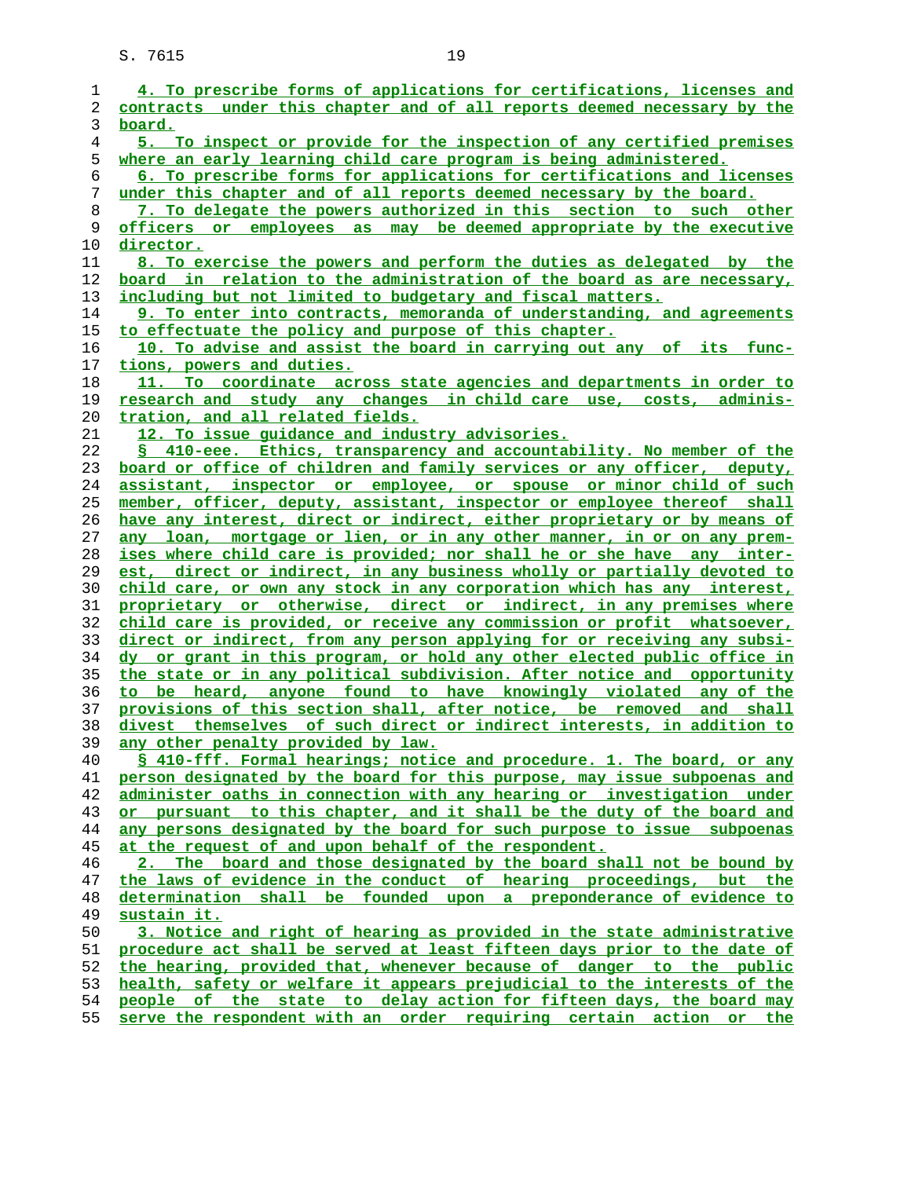4. To prescribe forms of applications for certifications, licenses and contracts under this chapter and of all reports deemed necessary by the board.

5. To inspect or provide for the inspection of any certified premises where an early learning child care program is being administered.

6. To prescribe forms for applications for certifications and licenses under this chapter and of all reports deemed necessary by the board.

7. To delegate the powers authorized in this section to such other officers or employees as may be deemed appropriate by the executive director.

8. To exercise the powers and perform the duties as delegated by the board in relation to the administration of the board as are necessary, including but not limited to budgetary and fiscal matters.

9. To enter into contracts, memoranda of understanding, and agreements to effectuate the policy and purpose of this chapter.

10. To advise and assist the board in carrying out any of its functions, powers and duties.

11. To coordinate across state agencies and departments in order to research and study any changes in child care use, costs, administration, and all related fields.

12. To issue guidance and industry advisories.

§ 410-eee. Ethics, transparency and accountability. No member of the board or office of children and family services or any officer, deputy, assistant, inspector or employee, or spouse or minor child of such member, officer, deputy, assistant, inspector or employee thereof shall have any interest, direct or indirect, either proprietary or by means of any loan, mortgage or lien, or in any other manner, in or on any premises where child care is provided; nor shall he or she have any interest, direct or indirect, in any business wholly or partially devoted to child care, or own any stock in any corporation which has any interest, proprietary or otherwise, direct or indirect, in any premises where child care is provided, or receive any commission or profit whatsoever, direct or indirect, from any person applying for or receiving any subsidy or grant in this program, or hold any other elected public office in the state or in any political subdivision. After notice and opportunity to be heard, anyone found to have knowingly violated any of the provisions of this section shall, after notice, be removed and shall divest themselves of such direct or indirect interests, in addition to any other penalty provided by law.

§ 410-fff. Formal hearings; notice and procedure. 1. The board, or any person designated by the board for this purpose, may issue subpoenas and administer oaths in connection with any hearing or investigation under or pursuant to this chapter, and it shall be the duty of the board and any persons designated by the board for such purpose to issue subpoenas at the request of and upon behalf of the respondent.

2. The board and those designated by the board shall not be bound by the laws of evidence in the conduct of hearing proceedings, but the determination shall be founded upon a preponderance of evidence to sustain it.

3. Notice and right of hearing as provided in the state administrative procedure act shall be served at least fifteen days prior to the date of the hearing, provided that, whenever because of danger to the public health, safety or welfare it appears prejudicial to the interests of the people of the state to delay action for fifteen days, the board may serve the respondent with an order requiring certain action or the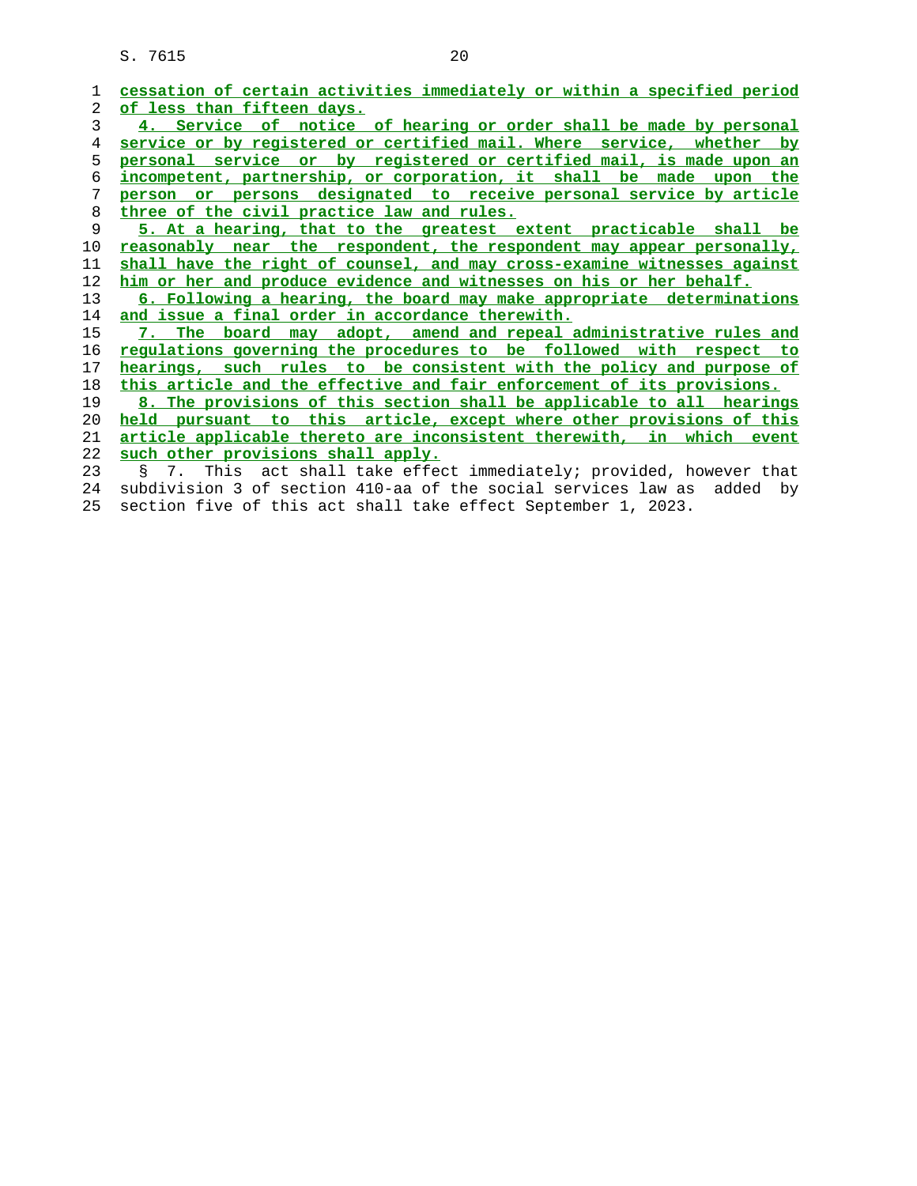cessation of certain activities immediately or within a specified period of less than fifteen days.

4. Service of notice of hearing or order shall be made by personal service or by registered or certified mail. Where service, whether by personal service or by registered or certified mail, is made upon an incompetent, partnership, or corporation, it shall be made upon the person or persons designated to receive personal service by article three of the civil practice law and rules.

5. At a hearing, that to the greatest extent practicable shall be reasonably near the respondent, the respondent may appear personally, shall have the right of counsel, and may cross-examine witnesses against him or her and produce evidence and witnesses on his or her behalf.

6. Following a hearing, the board may make appropriate determinations and issue a final order in accordance therewith.

7. The board may adopt, amend and repeal administrative rules and regulations governing the procedures to be followed with respect to hearings, such rules to be consistent with the policy and purpose of this article and the effective and fair enforcement of its provisions.

8. The provisions of this section shall be applicable to all hearings held pursuant to this article, except where other provisions of this article applicable thereto are inconsistent therewith, in which event such other provisions shall apply.

§ 7. This act shall take effect immediately; provided, however that subdivision 3 of section 410-aa of the social services law as added by section five of this act shall take effect September 1, 2023.